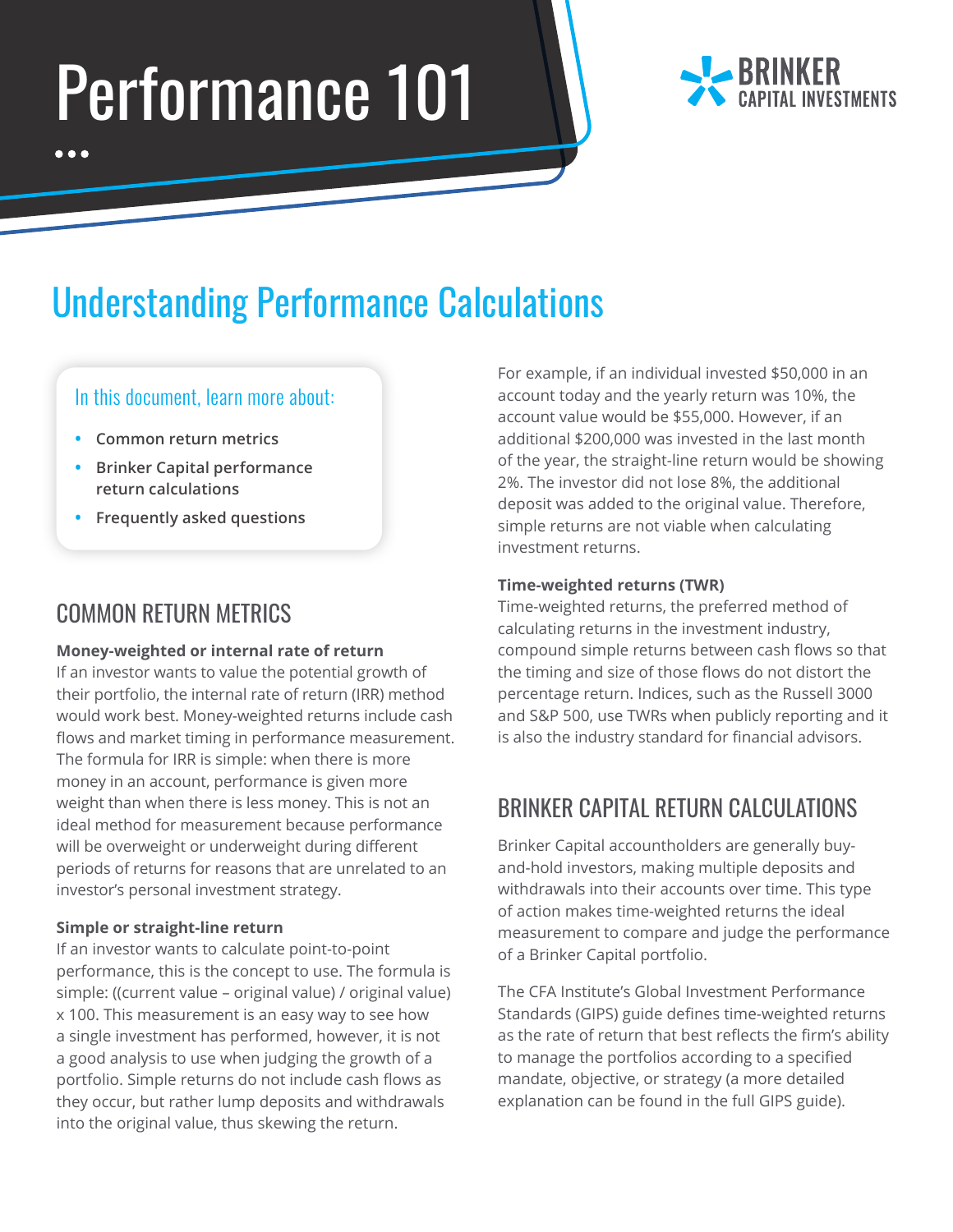# Performance 101

BRINKER CAPITAL INVESTMENTS

## Understanding Performance Calculations

In this document, learn more about:

- **Common return metrics**
- **Brinker Capital performance return calculations**
- **Frequently asked questions**

## COMMON RETURN METRICS

**Money-weighted or internal rate of return**

If an investor wants to value the potential growth of their portfolio, the internal rate of return (IRR) method would work best. Money-weighted returns include cash flows and market timing in performance measurement. The formula for IRR is simple: when there is more money in an account, performance is given more weight than when there is less money. This is not an ideal method for measurement because performance will be overweight or underweight during different periods of returns for reasons that are unrelated to an investor's personal investment strategy.

**Simple or straight-line return**

If an investor wants to calculate point-to-point performance, this is the concept to use. The formula is simple: ((current value – original value) / original value) x 100. This measurement is an easy way to see how a single investment has performed, however, it is not a good analysis to use when judging the growth of a portfolio. Simple returns do not include cash flows as they occur, but rather lump deposits and withdrawals into the original value, thus skewing the return.

For example, if an individual invested $50,000 in an account today and the yearly return was 10%, the account value would be $55,000. However, if an additional $200,000 was invested in the last month of the year, the straight-line return would be showing 2%. The investor did not lose 8%, the additional deposit was added to the original value. Therefore, simple returns are not viable when calculating investment returns.

**Time-weighted returns (TWR)**

Time-weighted returns, the preferred method of calculating returns in the investment industry, compound simple returns between cash flows so that the timing and size of those flows do not distort the percentage return. Indices, such as the Russell 3000 and S&P 500, use TWRs when publicly reporting and it is also the industry standard for financial advisors.

## BRINKER CAPITAL RETURN CALCULATIONS

Brinker Capital accountholders are generally buy-and-hold investors, making multiple deposits and withdrawals into their accounts over time. This type of action makes time-weighted returns the ideal measurement to compare and judge the performance of a Brinker Capital portfolio.

The CFA Institute's Global Investment Performance Standards (GIPS) guide defines time-weighted returns as the rate of return that best reflects the firm's ability to manage the portfolios according to a specified mandate, objective, or strategy (a more detailed explanation can be found in the full GIPS guide).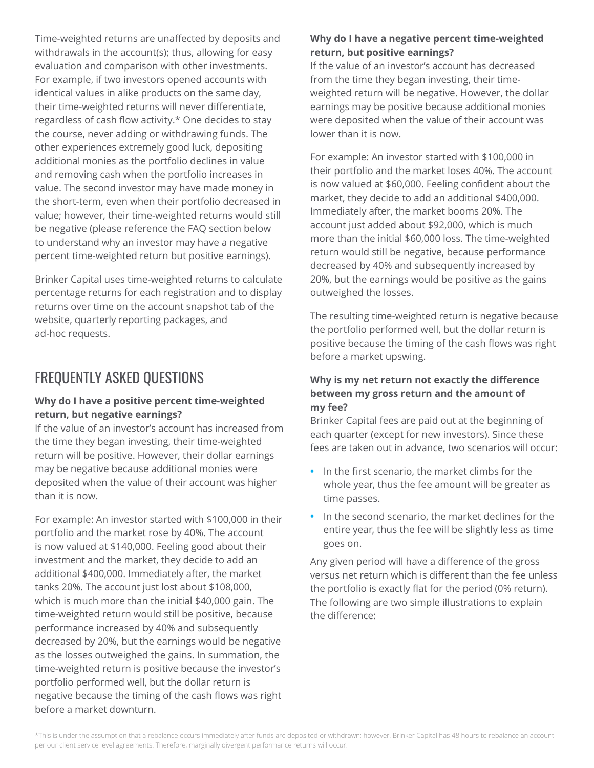Time-weighted returns are unaffected by deposits and withdrawals in the account(s); thus, allowing for easy evaluation and comparison with other investments. For example, if two investors opened accounts with identical values in alike products on the same day, their time-weighted returns will never differentiate, regardless of cash flow activity.* One decides to stay the course, never adding or withdrawing funds. The other experiences extremely good luck, depositing additional monies as the portfolio declines in value and removing cash when the portfolio increases in value. The second investor may have made money in the short-term, even when their portfolio decreased in value; however, their time-weighted returns would still be negative (please reference the FAQ section below to understand why an investor may have a negative percent time-weighted return but positive earnings).

Brinker Capital uses time-weighted returns to calculate percentage returns for each registration and to display returns over time on the account snapshot tab of the website, quarterly reporting packages, and ad-hoc requests.

## FREQUENTLY ASKED QUESTIONS

**Why do I have a positive percent time-weighted return, but negative earnings?**

If the value of an investor's account has increased from the time they began investing, their time-weighted return will be positive. However, their dollar earnings may be negative because additional monies were deposited when the value of their account was higher than it is now.

For example: An investor started with $100,000 in their portfolio and the market rose by 40%. The account is now valued at $140,000. Feeling good about their investment and the market, they decide to add an additional $400,000. Immediately after, the market tanks 20%. The account just lost about $108,000, which is much more than the initial $40,000 gain. The time-weighted return would still be positive, because performance increased by 40% and subsequently decreased by 20%, but the earnings would be negative as the losses outweighed the gains. In summation, the time-weighted return is positive because the investor's portfolio performed well, but the dollar return is negative because the timing of the cash flows was right before a market downturn.

**Why do I have a negative percent time-weighted return, but positive earnings?**

If the value of an investor's account has decreased from the time they began investing, their time-weighted return will be negative. However, the dollar earnings may be positive because additional monies were deposited when the value of their account was lower than it is now.

For example: An investor started with $100,000 in their portfolio and the market loses 40%. The account is now valued at $60,000. Feeling confident about the market, they decide to add an additional $400,000. Immediately after, the market booms 20%. The account just added about $92,000, which is much more than the initial $60,000 loss. The time-weighted return would still be negative, because performance decreased by 40% and subsequently increased by 20%, but the earnings would be positive as the gains outweighed the losses.

The resulting time-weighted return is negative because the portfolio performed well, but the dollar return is positive because the timing of the cash flows was right before a market upswing.

**Why is my net return not exactly the difference between my gross return and the amount of my fee?**

Brinker Capital fees are paid out at the beginning of each quarter (except for new investors). Since these fees are taken out in advance, two scenarios will occur:

- In the first scenario, the market climbs for the whole year, thus the fee amount will be greater as time passes.
- In the second scenario, the market declines for the entire year, thus the fee will be slightly less as time goes on.

Any given period will have a difference of the gross versus net return which is different than the fee unless the portfolio is exactly flat for the period (0% return). The following are two simple illustrations to explain the difference:

*This is under the assumption that a rebalance occurs immediately after funds are deposited or withdrawn; however, Brinker Capital has 48 hours to rebalance an account per our client service level agreements. Therefore, marginally divergent performance returns will occur.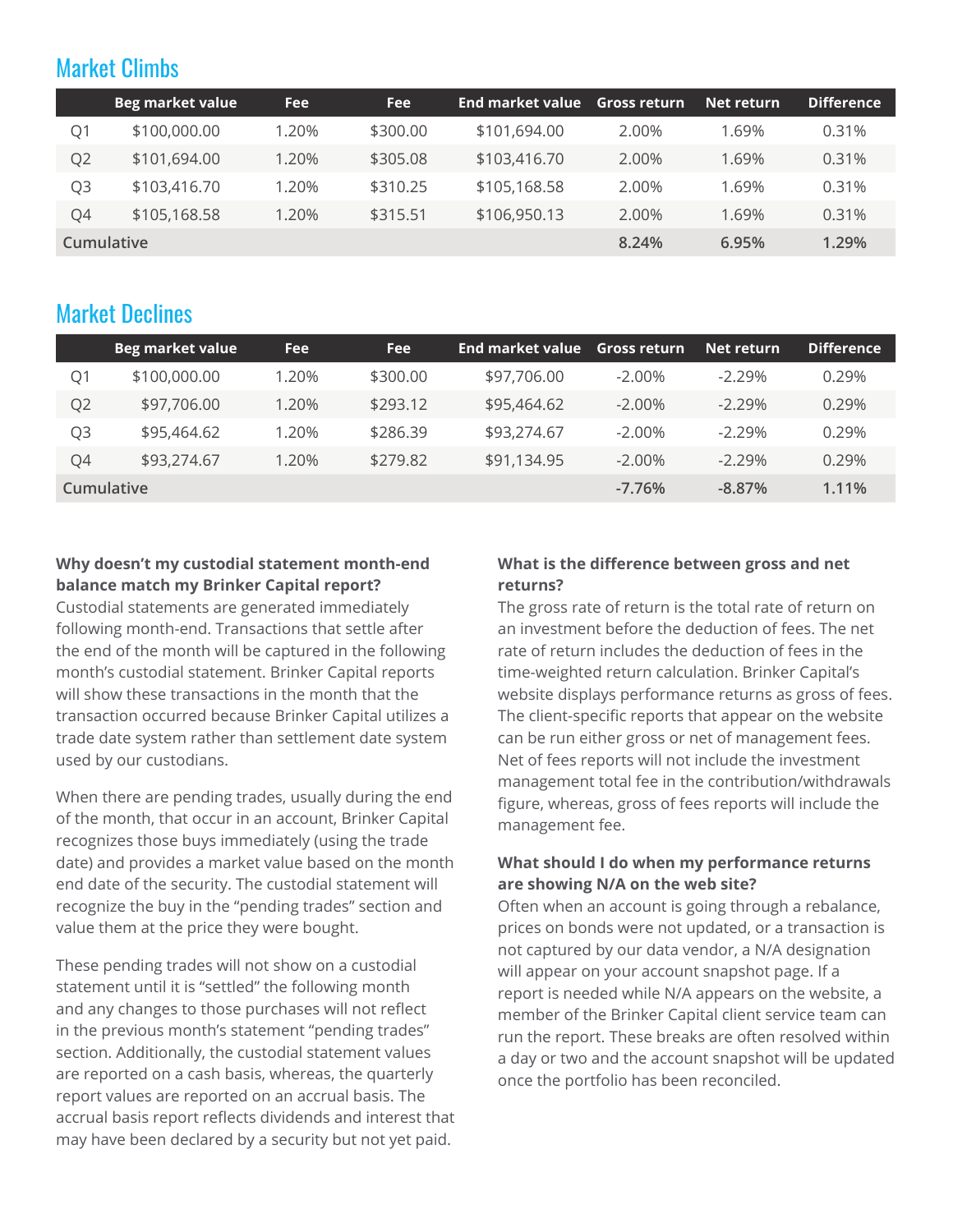## Market Climbs

| | Beg market value | Fee | Fee | End market value | Gross return | Net return | Difference |
|---|---|---|---|---|---|---|---|
| Q1 | $100,000.00 | 1.20% | $300.00 | $101,694.00 | 2.00% | 1.69% | 0.31% |
| Q2 | $101,694.00 | 1.20% | $305.08 | $103,416.70 | 2.00% | 1.69% | 0.31% |
| Q3 | $103,416.70 | 1.20% | $310.25 | $105,168.58 | 2.00% | 1.69% | 0.31% |
| Q4 | $105,168.58 | 1.20% | $315.51 | $106,950.13 | 2.00% | 1.69% | 0.31% |
| Cumulative | | | | | **8.24%** | **6.95%** | **1.29%** |

## Market Declines

| | Beg market value | Fee | Fee | End market value | Gross return | Net return | Difference |
|---|---|---|---|---|---|---|---|
| Q1 | $100,000.00 | 1.20% | $300.00 | $97,706.00 | -2.00% | -2.29% | 0.29% |
| Q2 | $97,706.00 | 1.20% | $293.12 | $95,464.62 | -2.00% | -2.29% | 0.29% |
| Q3 | $95,464.62 | 1.20% | $286.39 | $93,274.67 | -2.00% | -2.29% | 0.29% |
| Q4 | $93,274.67 | 1.20% | $279.82 | $91,134.95 | -2.00% | -2.29% | 0.29% |
| Cumulative | | | | | **-7.76%** | **-8.87%** | **1.11%** |

**Why doesn't my custodial statement month-end balance match my Brinker Capital report?**
Custodial statements are generated immediately following month-end. Transactions that settle after the end of the month will be captured in the following month's custodial statement. Brinker Capital reports will show these transactions in the month that the transaction occurred because Brinker Capital utilizes a trade date system rather than settlement date system used by our custodians.

When there are pending trades, usually during the end of the month, that occur in an account, Brinker Capital recognizes those buys immediately (using the trade date) and provides a market value based on the month end date of the security. The custodial statement will recognize the buy in the "pending trades" section and value them at the price they were bought.

These pending trades will not show on a custodial statement until it is "settled" the following month and any changes to those purchases will not reflect in the previous month's statement "pending trades" section. Additionally, the custodial statement values are reported on a cash basis, whereas, the quarterly report values are reported on an accrual basis. The accrual basis report reflects dividends and interest that may have been declared by a security but not yet paid.

**What is the difference between gross and net returns?**
The gross rate of return is the total rate of return on an investment before the deduction of fees. The net rate of return includes the deduction of fees in the time-weighted return calculation. Brinker Capital's website displays performance returns as gross of fees. The client-specific reports that appear on the website can be run either gross or net of management fees. Net of fees reports will not include the investment management total fee in the contribution/withdrawals figure, whereas, gross of fees reports will include the management fee.

**What should I do when my performance returns are showing N/A on the web site?**
Often when an account is going through a rebalance, prices on bonds were not updated, or a transaction is not captured by our data vendor, a N/A designation will appear on your account snapshot page. If a report is needed while N/A appears on the website, a member of the Brinker Capital client service team can run the report. These breaks are often resolved within a day or two and the account snapshot will be updated once the portfolio has been reconciled.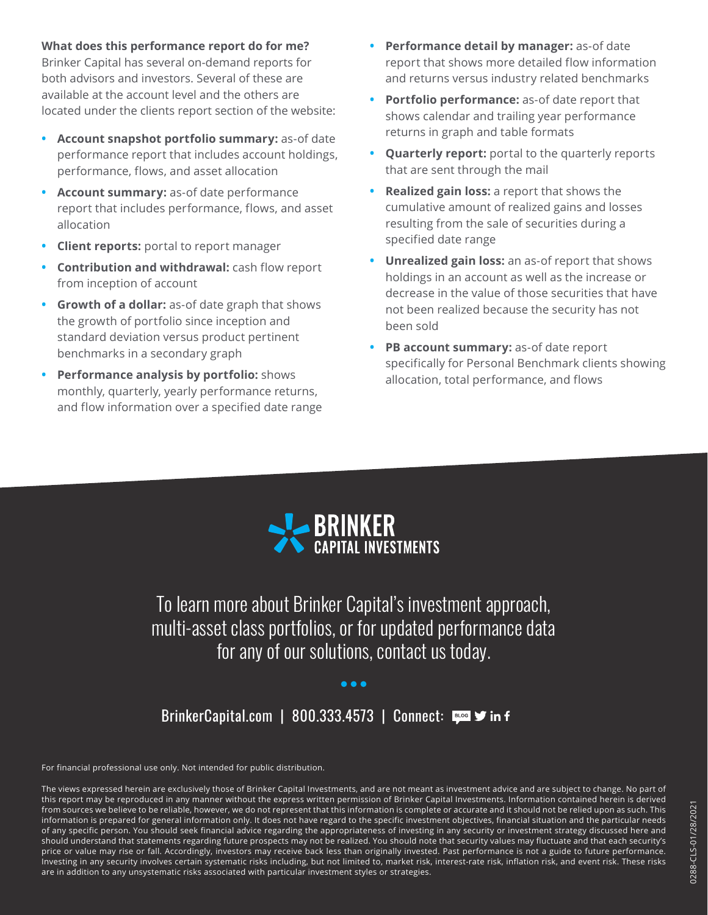**What does this performance report do for me?**

Brinker Capital has several on-demand reports for both advisors and investors. Several of these are available at the account level and the others are located under the clients report section of the website:

- **Account snapshot portfolio summary:** as-of date performance report that includes account holdings, performance, flows, and asset allocation
- **Account summary:** as-of date performance report that includes performance, flows, and asset allocation
- **Client reports:** portal to report manager
- **Contribution and withdrawal:** cash flow report from inception of account
- **Growth of a dollar:** as-of date graph that shows the growth of portfolio since inception and standard deviation versus product pertinent benchmarks in a secondary graph
- **Performance analysis by portfolio:** shows monthly, quarterly, yearly performance returns, and flow information over a specified date range
- **Performance detail by manager:** as-of date report that shows more detailed flow information and returns versus industry related benchmarks
- **Portfolio performance:** as-of date report that shows calendar and trailing year performance returns in graph and table formats
- **Quarterly report:** portal to the quarterly reports that are sent through the mail
- **Realized gain loss:** a report that shows the cumulative amount of realized gains and losses resulting from the sale of securities during a specified date range
- **Unrealized gain loss:** an as-of report that shows holdings in an account as well as the increase or decrease in the value of those securities that have not been realized because the security has not been sold
- **PB account summary:** as-of date report specifically for Personal Benchmark clients showing allocation, total performance, and flows

BRINKER CAPITAL INVESTMENTS

To learn more about Brinker Capital's investment approach, multi-asset class portfolios, or for updated performance data for any of our solutions, contact us today.

BrinkerCapital.com | 800.333.4573 | Connect: BLOG

For financial professional use only. Not intended for public distribution.

The views expressed herein are exclusively those of Brinker Capital Investments, and are not meant as investment advice and are subject to change. No part of this report may be reproduced in any manner without the express written permission of Brinker Capital Investments. Information contained herein is derived from sources we believe to be reliable, however, we do not represent that this information is complete or accurate and it should not be relied upon as such. This information is prepared for general information only. It does not have regard to the specific investment objectives, financial situation and the particular needs of any specific person. You should seek financial advice regarding the appropriateness of investing in any security or investment strategy discussed here and should understand that statements regarding future prospects may not be realized. You should note that security values may fluctuate and that each security's price or value may rise or fall. Accordingly, investors may receive back less than originally invested. Past performance is not a guide to future performance. Investing in any security involves certain systematic risks including, but not limited to, market risk, interest-rate risk, inflation risk, and event risk. These risks are in addition to any unsystematic risks associated with particular investment styles or strategies.

0288-CLS-01/28/2021